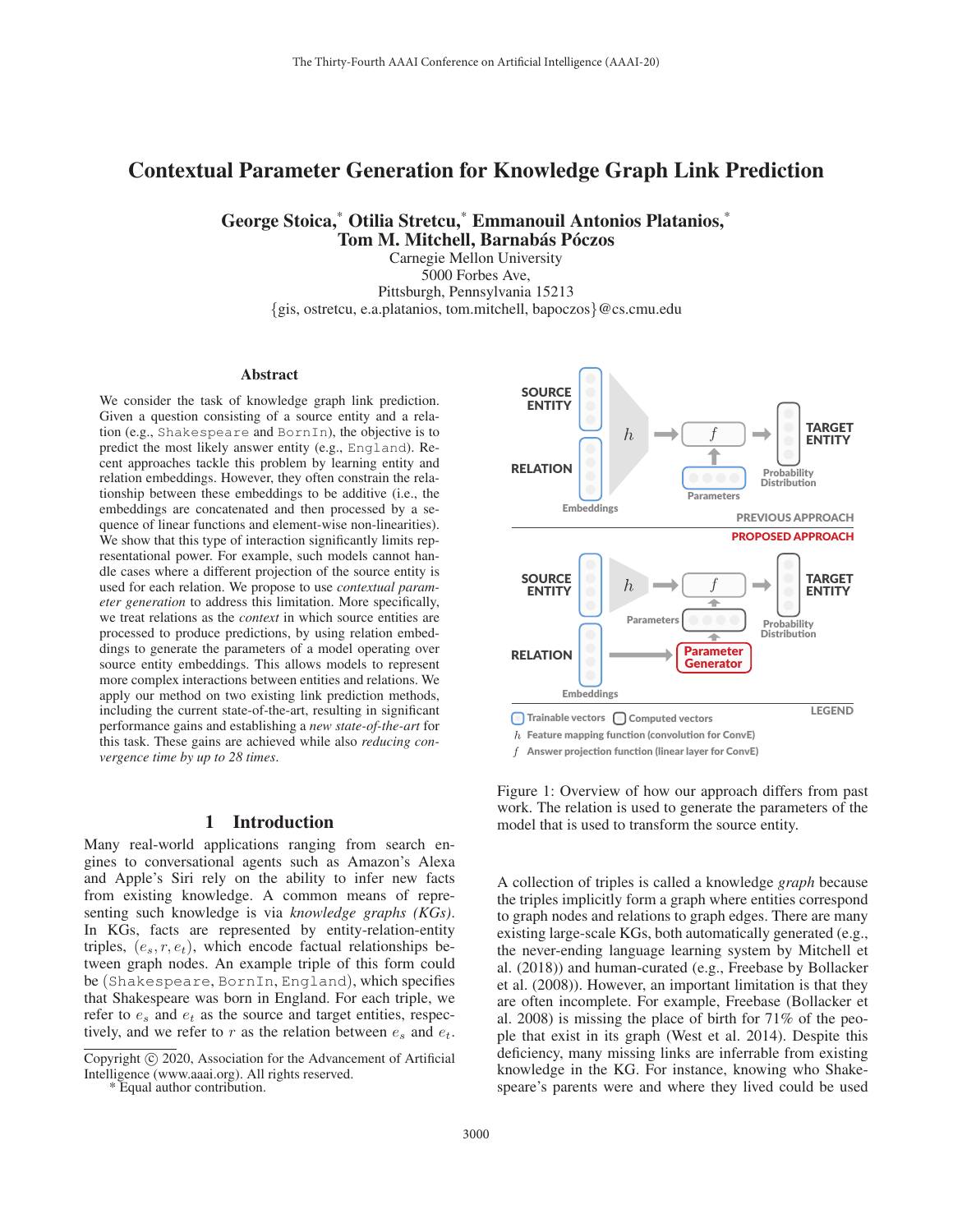# Contextual Parameter Generation for Knowledge Graph Link Prediction

**George Stoica,* Otilia Stretcu,* Emmanouil Antonios Platanios,***
**Tom M. Mitchell, Barnabás Póczos**

Carnegie Mellon University
5000 Forbes Ave,
Pittsburgh, Pennsylvania 15213
{gis, ostretcu, e.a.platanios, tom.mitchell, bapoczos}@cs.cmu.edu

## Abstract

We consider the task of knowledge graph link prediction. Given a question consisting of a source entity and a relation (e.g., `Shakespeare` and `BornIn`), the objective is to predict the most likely answer entity (e.g., `England`). Recent approaches tackle this problem by learning entity and relation embeddings. However, they often constrain the relationship between these embeddings to be additive (i.e., the embeddings are concatenated and then processed by a sequence of linear functions and element-wise non-linearities). We show that this type of interaction significantly limits representational power. For example, such models cannot handle cases where a different projection of the source entity is used for each relation. We propose to use *contextual parameter generation* to address this limitation. More specifically, we treat relations as the *context* in which source entities are processed to produce predictions, by using relation embeddings to generate the parameters of a model operating over source entity embeddings. This allows models to represent more complex interactions between entities and relations. We apply our method on two existing link prediction methods, including the current state-of-the-art, resulting in significant performance gains and establishing a *new state-of-the-art* for this task. These gains are achieved while also *reducing convergence time by up to 28 times*.

Figure 1: Overview of how our approach differs from past work. The relation is used to generate the parameters of the model that is used to transform the source entity.

## 1 Introduction

Many real-world applications ranging from search engines to conversational agents such as Amazon's Alexa and Apple's Siri rely on the ability to infer new facts from existing knowledge. A common means of representing such knowledge is via *knowledge graphs (KGs)*. In KGs, facts are represented by entity-relation-entity triples, $(e_s, r, e_t)$, which encode factual relationships between graph nodes. An example triple of this form could be (`Shakespeare`, `BornIn`, `England`), which specifies that Shakespeare was born in England. For each triple, we refer to $e_s$ and $e_t$ as the source and target entities, respectively, and we refer to $r$ as the relation between $e_s$ and $e_t$.

A collection of triples is called a knowledge *graph* because the triples implicitly form a graph where entities correspond to graph nodes and relations to graph edges. There are many existing large-scale KGs, both automatically generated (e.g., the never-ending language learning system by Mitchell et al. (2018)) and human-curated (e.g., Freebase by Bollacker et al. (2008)). However, an important limitation is that they are often incomplete. For example, Freebase (Bollacker et al. 2008) is missing the place of birth for 71% of the people that exist in its graph (West et al. 2014). Despite this deficiency, many missing links are inferrable from existing knowledge in the KG. For instance, knowing who Shakespeare's parents were and where they lived could be used

Copyright © 2020, Association for the Advancement of Artificial Intelligence (www.aaai.org). All rights reserved.
* Equal author contribution.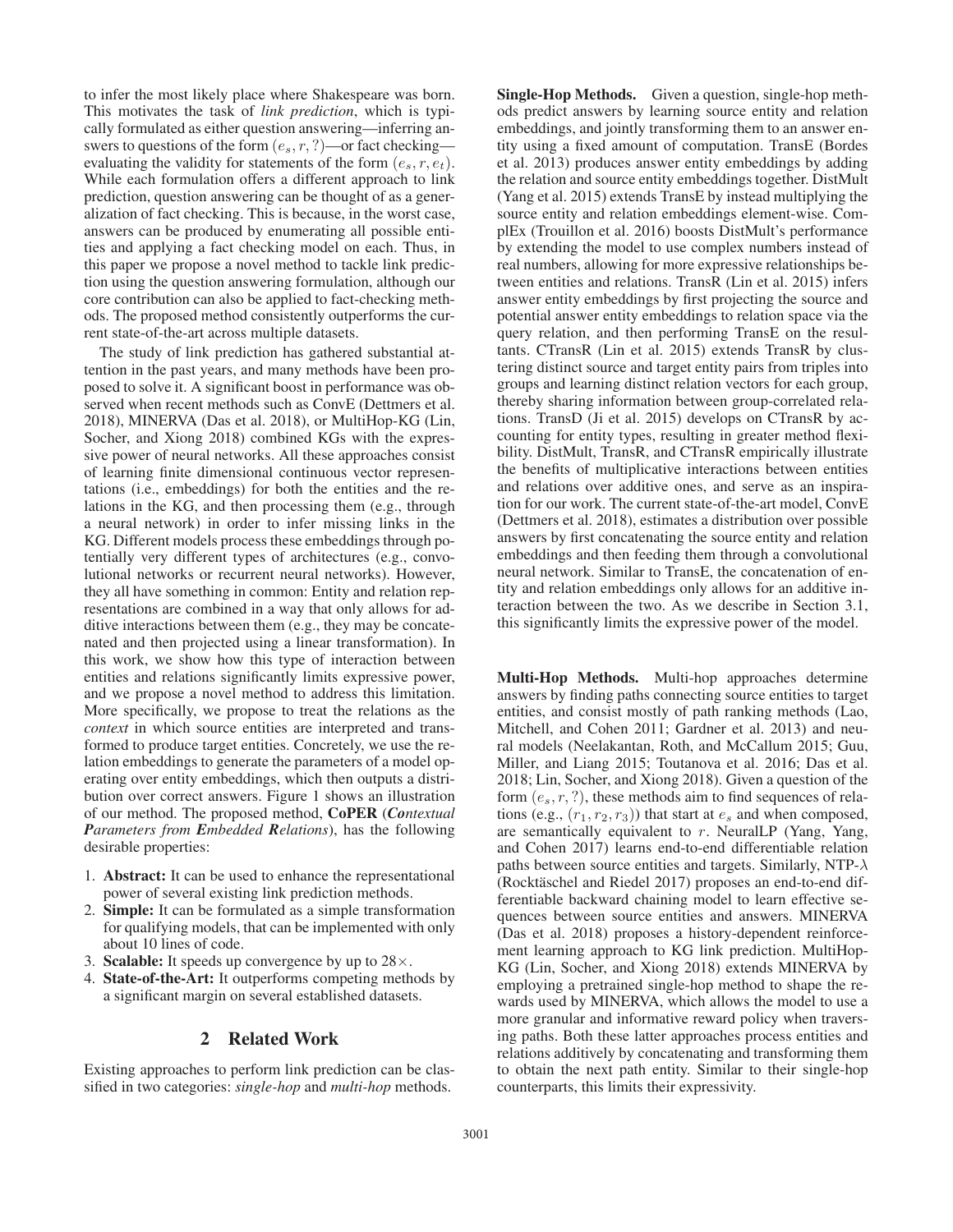to infer the most likely place where Shakespeare was born. This motivates the task of *link prediction*, which is typically formulated as either question answering—inferring answers to questions of the form $(e_s, r, ?)$—or fact checking—evaluating the validity for statements of the form $(e_s, r, e_t)$. While each formulation offers a different approach to link prediction, question answering can be thought of as a generalization of fact checking. This is because, in the worst case, answers can be produced by enumerating all possible entities and applying a fact checking model on each. Thus, in this paper we propose a novel method to tackle link prediction using the question answering formulation, although our core contribution can also be applied to fact-checking methods. The proposed method consistently outperforms the current state-of-the-art across multiple datasets.

The study of link prediction has gathered substantial attention in the past years, and many methods have been proposed to solve it. A significant boost in performance was observed when recent methods such as ConvE (Dettmers et al. 2018), MINERVA (Das et al. 2018), or MultiHop-KG (Lin, Socher, and Xiong 2018) combined KGs with the expressive power of neural networks. All these approaches consist of learning finite dimensional continuous vector representations (i.e., embeddings) for both the entities and the relations in the KG, and then processing them (e.g., through a neural network) in order to infer missing links in the KG. Different models process these embeddings through potentially very different types of architectures (e.g., convolutional networks or recurrent neural networks). However, they all have something in common: Entity and relation representations are combined in a way that only allows for additive interactions between them (e.g., they may be concatenated and then projected using a linear transformation). In this work, we show how this type of interaction between entities and relations significantly limits expressive power, and we propose a novel method to address this limitation. More specifically, we propose to treat the relations as the *context* in which source entities are interpreted and transformed to produce target entities. Concretely, we use the relation embeddings to generate the parameters of a model operating over entity embeddings, which then outputs a distribution over correct answers. Figure 1 shows an illustration of our method. The proposed method, **CoPER** (***Co****ntextual* ***P****arameters from* ***E****mbedded* ***R****elations*), has the following desirable properties:

1. **Abstract:** It can be used to enhance the representational power of several existing link prediction methods.
2. **Simple:** It can be formulated as a simple transformation for qualifying models, that can be implemented with only about 10 lines of code.
3. **Scalable:** It speeds up convergence by up to $28\times$.
4. **State-of-the-Art:** It outperforms competing methods by a significant margin on several established datasets.

## 2 Related Work

Existing approaches to perform link prediction can be classified in two categories: *single-hop* and *multi-hop* methods.

**Single-Hop Methods.** Given a question, single-hop methods predict answers by learning source entity and relation embeddings, and jointly transforming them to an answer entity using a fixed amount of computation. TransE (Bordes et al. 2013) produces answer entity embeddings by adding the relation and source entity embeddings together. DistMult (Yang et al. 2015) extends TransE by instead multiplying the source entity and relation embeddings element-wise. ComplEx (Trouillon et al. 2016) boosts DistMult's performance by extending the model to use complex numbers instead of real numbers, allowing for more expressive relationships between entities and relations. TransR (Lin et al. 2015) infers answer entity embeddings by first projecting the source and potential answer entity embeddings to relation space via the query relation, and then performing TransE on the resultants. CTransR (Lin et al. 2015) extends TransR by clustering distinct source and target entity pairs from triples into groups and learning distinct relation vectors for each group, thereby sharing information between group-correlated relations. TransD (Ji et al. 2015) develops on CTransR by accounting for entity types, resulting in greater method flexibility. DistMult, TransR, and CTransR empirically illustrate the benefits of multiplicative interactions between entities and relations over additive ones, and serve as an inspiration for our work. The current state-of-the-art model, ConvE (Dettmers et al. 2018), estimates a distribution over possible answers by first concatenating the source entity and relation embeddings and then feeding them through a convolutional neural network. Similar to TransE, the concatenation of entity and relation embeddings only allows for an additive interaction between the two. As we describe in Section 3.1, this significantly limits the expressive power of the model.

**Multi-Hop Methods.** Multi-hop approaches determine answers by finding paths connecting source entities to target entities, and consist mostly of path ranking methods (Lao, Mitchell, and Cohen 2011; Gardner et al. 2013) and neural models (Neelakantan, Roth, and McCallum 2015; Guu, Miller, and Liang 2015; Toutanova et al. 2016; Das et al. 2018; Lin, Socher, and Xiong 2018). Given a question of the form $(e_s, r, ?)$, these methods aim to find sequences of relations (e.g., $(r_1, r_2, r_3)$) that start at $e_s$ and when composed, are semantically equivalent to $r$. NeuralLP (Yang, Yang, and Cohen 2017) learns end-to-end differentiable relation paths between source entities and targets. Similarly, NTP-$\lambda$ (Rocktäschel and Riedel 2017) proposes an end-to-end differentiable backward chaining model to learn effective sequences between source entities and answers. MINERVA (Das et al. 2018) proposes a history-dependent reinforcement learning approach to KG link prediction. MultiHop-KG (Lin, Socher, and Xiong 2018) extends MINERVA by employing a pretrained single-hop method to shape the rewards used by MINERVA, which allows the model to use a more granular and informative reward policy when traversing paths. Both these latter approaches process entities and relations additively by concatenating and transforming them to obtain the next path entity. Similar to their single-hop counterparts, this limits their expressivity.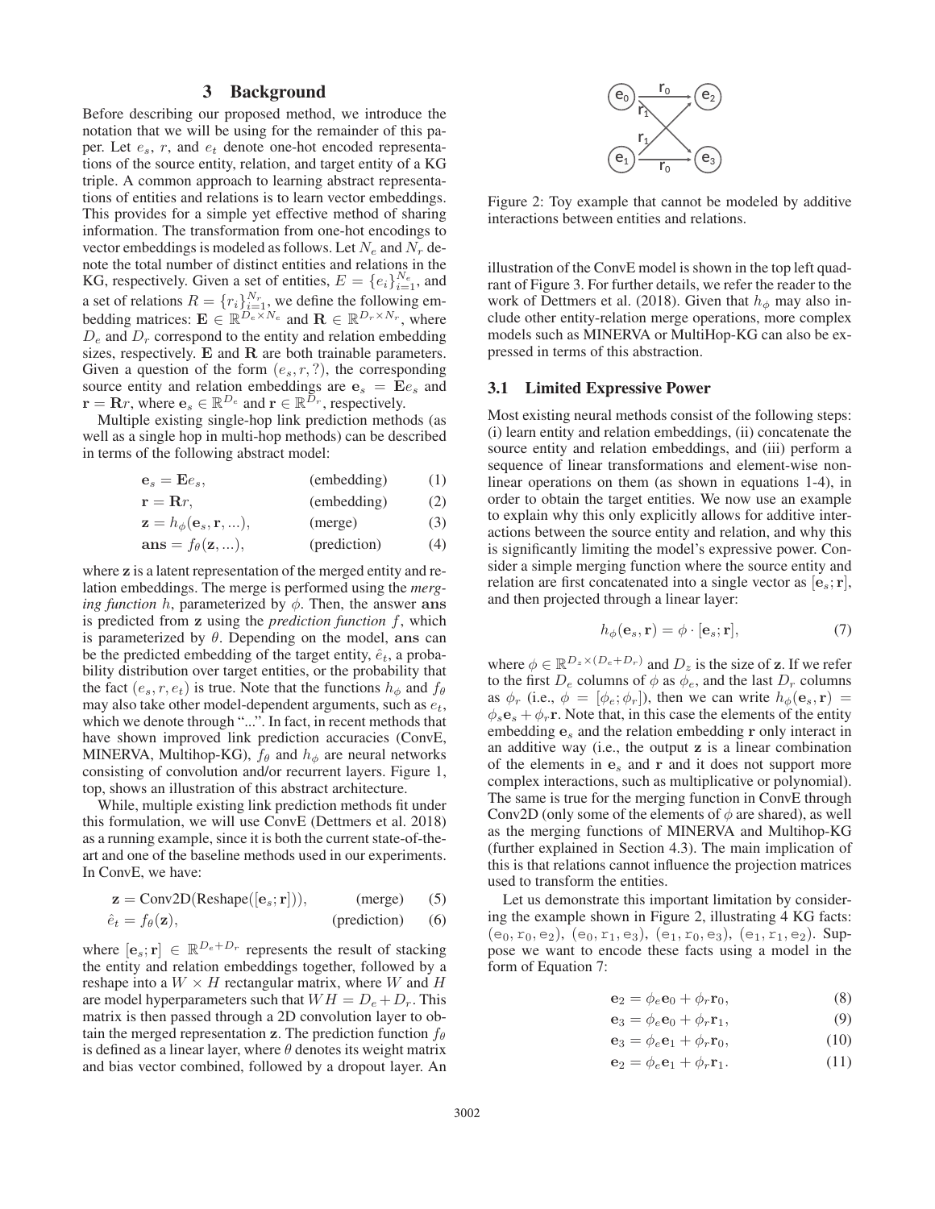## 3 Background

Before describing our proposed method, we introduce the notation that we will be using for the remainder of this paper. Let $e_s$, $r$, and $e_t$ denote one-hot encoded representations of the source entity, relation, and target entity of a KG triple. A common approach to learning abstract representations of entities and relations is to learn vector embeddings. This provides for a simple yet effective method of sharing information. The transformation from one-hot encodings to vector embeddings is modeled as follows. Let $N_e$ and $N_r$ denote the total number of distinct entities and relations in the KG, respectively. Given a set of entities, $E = \{e_i\}_{i=1}^{N_e}$, and a set of relations $R = \{r_i\}_{i=1}^{N_r}$, we define the following embedding matrices: $\mathbf{E} \in \mathbb{R}^{D_e \times N_e}$ and $\mathbf{R} \in \mathbb{R}^{D_r \times N_r}$, where $D_e$ and $D_r$ correspond to the entity and relation embedding sizes, respectively. $\mathbf{E}$ and $\mathbf{R}$ are both trainable parameters. Given a question of the form $(e_s, r, ?)$, the corresponding source entity and relation embeddings are $\mathbf{e}_s = \mathbf{E}e_s$ and $\mathbf{r} = \mathbf{R}r$, where $\mathbf{e}_s \in \mathbb{R}^{D_e}$ and $\mathbf{r} \in \mathbb{R}^{D_r}$, respectively.

Multiple existing single-hop link prediction methods (as well as a single hop in multi-hop methods) can be described in terms of the following abstract model:

$$\mathbf{e}_s = \mathbf{E}e_s, \quad \text{(embedding)} \tag{1}$$

$$\mathbf{r} = \mathbf{R}r, \quad \text{(embedding)} \tag{2}$$

$$\mathbf{z} = h_\phi(\mathbf{e}_s, \mathbf{r}, ...), \quad \text{(merge)} \tag{3}$$

$$\mathbf{ans} = f_\theta(\mathbf{z}, ...), \quad \text{(prediction)} \tag{4}$$

where $\mathbf{z}$ is a latent representation of the merged entity and relation embeddings. The merge is performed using the *merging function* $h$, parameterized by $\phi$. Then, the answer $\mathbf{ans}$ is predicted from $\mathbf{z}$ using the *prediction function* $f$, which is parameterized by $\theta$. Depending on the model, $\mathbf{ans}$ can be the predicted embedding of the target entity, $\hat{e}_t$, a probability distribution over target entities, or the probability that the fact $(e_s, r, e_t)$ is true. Note that the functions $h_\phi$ and $f_\theta$ may also take other model-dependent arguments, such as $e_t$, which we denote through "...". In fact, in recent methods that have shown improved link prediction accuracies (ConvE, MINERVA, Multihop-KG), $f_\theta$ and $h_\phi$ are neural networks consisting of convolution and/or recurrent layers. Figure 1, top, shows an illustration of this abstract architecture.

While, multiple existing link prediction methods fit under this formulation, we will use ConvE (Dettmers et al. 2018) as a running example, since it is both the current state-of-the-art and one of the baseline methods used in our experiments. In ConvE, we have:

$$\mathbf{z} = \text{Conv2D}(\text{Reshape}([\mathbf{e}_s; \mathbf{r}])), \quad \text{(merge)} \tag{5}$$

$$\hat{e}_t = f_\theta(\mathbf{z}), \quad \text{(prediction)} \tag{6}$$

where $[\mathbf{e}_s; \mathbf{r}] \in \mathbb{R}^{D_e + D_r}$ represents the result of stacking the entity and relation embeddings together, followed by a reshape into a $W \times H$ rectangular matrix, where $W$ and $H$ are model hyperparameters such that $WH = D_e + D_r$. This matrix is then passed through a 2D convolution layer to obtain the merged representation $\mathbf{z}$. The prediction function $f_\theta$ is defined as a linear layer, where $\theta$ denotes its weight matrix and bias vector combined, followed by a dropout layer. An illustration of the ConvE model is shown in the top left quadrant of Figure 3. For further details, we refer the reader to the work of Dettmers et al. (2018). Given that $h_\phi$ may also include other entity-relation merge operations, more complex models such as MINERVA or MultiHop-KG can also be expressed in terms of this abstraction.

Figure 2: Toy example that cannot be modeled by additive interactions between entities and relations.

### 3.1 Limited Expressive Power

Most existing neural methods consist of the following steps: (i) learn entity and relation embeddings, (ii) concatenate the source entity and relation embeddings, and (iii) perform a sequence of linear transformations and element-wise non-linear operations on them (as shown in equations 1-4), in order to obtain the target entities. We now use an example to explain why this only explicitly allows for additive interactions between the source entity and relation, and why this is significantly limiting the model's expressive power. Consider a simple merging function where the source entity and relation are first concatenated into a single vector as $[\mathbf{e}_s; \mathbf{r}]$, and then projected through a linear layer:

$$h_\phi(\mathbf{e}_s, \mathbf{r}) = \phi \cdot [\mathbf{e}_s; \mathbf{r}], \tag{7}$$

where $\phi \in \mathbb{R}^{D_z \times (D_e + D_r)}$ and $D_z$ is the size of $\mathbf{z}$. If we refer to the first $D_e$ columns of $\phi$ as $\phi_e$, and the last $D_r$ columns as $\phi_r$ (i.e., $\phi = [\phi_e; \phi_r]$), then we can write $h_\phi(\mathbf{e}_s, \mathbf{r}) = \phi_s \mathbf{e}_s + \phi_r \mathbf{r}$. Note that, in this case the elements of the entity embedding $\mathbf{e}_s$ and the relation embedding $\mathbf{r}$ only interact in an additive way (i.e., the output $\mathbf{z}$ is a linear combination of the elements in $\mathbf{e}_s$ and $\mathbf{r}$ and it does not support more complex interactions, such as multiplicative or polynomial). The same is true for the merging function in ConvE through Conv2D (only some of the elements of $\phi$ are shared), as well as the merging functions of MINERVA and Multihop-KG (further explained in Section 4.3). The main implication of this is that relations cannot influence the projection matrices used to transform the entities.

Let us demonstrate this important limitation by considering the example shown in Figure 2, illustrating 4 KG facts: $(e_0, r_0, e_2)$, $(e_0, r_1, e_3)$, $(e_1, r_0, e_3)$, $(e_1, r_1, e_2)$. Suppose we want to encode these facts using a model in the form of Equation 7:

$$\mathbf{e}_2 = \phi_e \mathbf{e}_0 + \phi_r \mathbf{r}_0, \tag{8}$$

$$\mathbf{e}_3 = \phi_e \mathbf{e}_0 + \phi_r \mathbf{r}_1, \tag{9}$$

$$\mathbf{e}_3 = \phi_e \mathbf{e}_1 + \phi_r \mathbf{r}_0, \tag{10}$$

$$\mathbf{e}_2 = \phi_e \mathbf{e}_1 + \phi_r \mathbf{r}_1. \tag{11}$$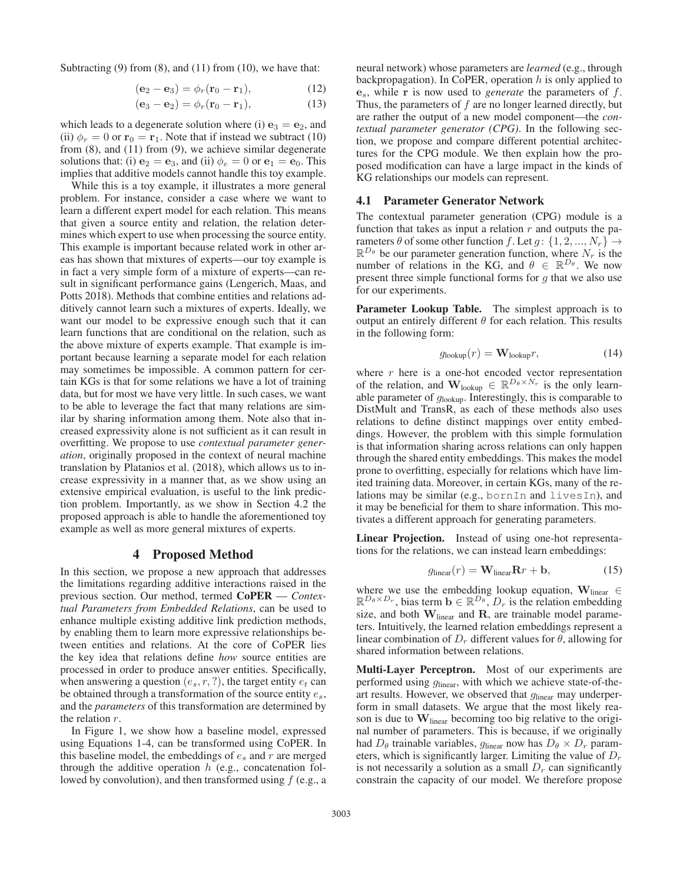Subtracting (9) from (8), and (11) from (10), we have that:

$$(\mathbf{e}_2 - \mathbf{e}_3) = \phi_r(\mathbf{r}_0 - \mathbf{r}_1), \tag{12}$$

$$(\mathbf{e}_3 - \mathbf{e}_2) = \phi_r(\mathbf{r}_0 - \mathbf{r}_1), \tag{13}$$

which leads to a degenerate solution where (i) $\mathbf{e}_3 = \mathbf{e}_2$, and (ii) $\phi_r = 0$ or $\mathbf{r}_0 = \mathbf{r}_1$. Note that if instead we subtract (10) from (8), and (11) from (9), we achieve similar degenerate solutions that: (i) $\mathbf{e}_2 = \mathbf{e}_3$, and (ii) $\phi_e = 0$ or $\mathbf{e}_1 = \mathbf{e}_0$. This implies that additive models cannot handle this toy example.

While this is a toy example, it illustrates a more general problem. For instance, consider a case where we want to learn a different expert model for each relation. This means that given a source entity and relation, the relation determines which expert to use when processing the source entity. This example is important because related work in other areas has shown that mixtures of experts—our toy example is in fact a very simple form of a mixture of experts—can result in significant performance gains (Lengerich, Maas, and Potts 2018). Methods that combine entities and relations additively cannot learn such a mixtures of experts. Ideally, we want our model to be expressive enough such that it can learn functions that are conditional on the relation, such as the above mixture of experts example. That example is important because learning a separate model for each relation may sometimes be impossible. A common pattern for certain KGs is that for some relations we have a lot of training data, but for most we have very little. In such cases, we want to be able to leverage the fact that many relations are similar by sharing information among them. Note also that increased expressivity alone is not sufficient as it can result in overfitting. We propose to use *contextual parameter generation*, originally proposed in the context of neural machine translation by Platanios et al. (2018), which allows us to increase expressivity in a manner that, as we show using an extensive empirical evaluation, is useful to the link prediction problem. Importantly, as we show in Section 4.2 the proposed approach is able to handle the aforementioned toy example as well as more general mixtures of experts.

# 4 Proposed Method

In this section, we propose a new approach that addresses the limitations regarding additive interactions raised in the previous section. Our method, termed **CoPER** — *Contextual Parameters from Embedded Relations*, can be used to enhance multiple existing additive link prediction methods, by enabling them to learn more expressive relationships between entities and relations. At the core of CoPER lies the key idea that relations define *how* source entities are processed in order to produce answer entities. Specifically, when answering a question $(e_s, r, ?)$, the target entity $e_t$ can be obtained through a transformation of the source entity $e_s$, and the *parameters* of this transformation are determined by the relation $r$.

In Figure 1, we show how a baseline model, expressed using Equations 1-4, can be transformed using CoPER. In this baseline model, the embeddings of $e_s$ and $r$ are merged through the additive operation $h$ (e.g., concatenation followed by convolution), and then transformed using $f$ (e.g., a neural network) whose parameters are *learned* (e.g., through backpropagation). In CoPER, operation $h$ is only applied to $\mathbf{e}_s$, while $\mathbf{r}$ is now used to *generate* the parameters of $f$. Thus, the parameters of $f$ are no longer learned directly, but are rather the output of a new model component—the *contextual parameter generator (CPG)*. In the following section, we propose and compare different potential architectures for the CPG module. We then explain how the proposed modification can have a large impact in the kinds of KG relationships our models can represent.

## 4.1 Parameter Generator Network

The contextual parameter generation (CPG) module is a function that takes as input a relation $r$ and outputs the parameters $\theta$ of some other function $f$. Let $g\colon \{1, 2, ..., N_r\} \rightarrow \mathbb{R}^{D_\theta}$ be our parameter generation function, where $N_r$ is the number of relations in the KG, and $\theta \in \mathbb{R}^{D_\theta}$. We now present three simple functional forms for $g$ that we also use for our experiments.

**Parameter Lookup Table.** The simplest approach is to output an entirely different $\theta$ for each relation. This results in the following form:

$$g_{\text{lookup}}(r) = \mathbf{W}_{\text{lookup}} r, \tag{14}$$

where $r$ here is a one-hot encoded vector representation of the relation, and $\mathbf{W}_{\text{lookup}} \in \mathbb{R}^{D_\theta \times N_r}$ is the only learnable parameter of $g_{\text{lookup}}$. Interestingly, this is comparable to DistMult and TransR, as each of these methods also uses relations to define distinct mappings over entity embeddings. However, the problem with this simple formulation is that information sharing across relations can only happen through the shared entity embeddings. This makes the model prone to overfitting, especially for relations which have limited training data. Moreover, in certain KGs, many of the relations may be similar (e.g., `bornIn` and `livesIn`), and it may be beneficial for them to share information. This motivates a different approach for generating parameters.

**Linear Projection.** Instead of using one-hot representations for the relations, we can instead learn embeddings:

$$g_{\text{linear}}(r) = \mathbf{W}_{\text{linear}} \mathbf{R} r + \mathbf{b}, \tag{15}$$

where we use the embedding lookup equation, $\mathbf{W}_{\text{linear}} \in \mathbb{R}^{D_\theta \times D_r}$, bias term $\mathbf{b} \in \mathbb{R}^{D_\theta}$, $D_r$ is the relation embedding size, and both $\mathbf{W}_{\text{linear}}$ and $\mathbf{R}$, are trainable model parameters. Intuitively, the learned relation embeddings represent a linear combination of $D_r$ different values for $\theta$, allowing for shared information between relations.

**Multi-Layer Perceptron.** Most of our experiments are performed using $g_{\text{linear}}$, with which we achieve state-of-the-art results. However, we observed that $g_{\text{linear}}$ may underperform in small datasets. We argue that the most likely reason is due to $\mathbf{W}_{\text{linear}}$ becoming too big relative to the original number of parameters. This is because, if we originally had $D_\theta$ trainable variables, $g_{\text{linear}}$ now has $D_\theta \times D_r$ parameters, which is significantly larger. Limiting the value of $D_r$ is not necessarily a solution as a small $D_r$ can significantly constrain the capacity of our model. We therefore propose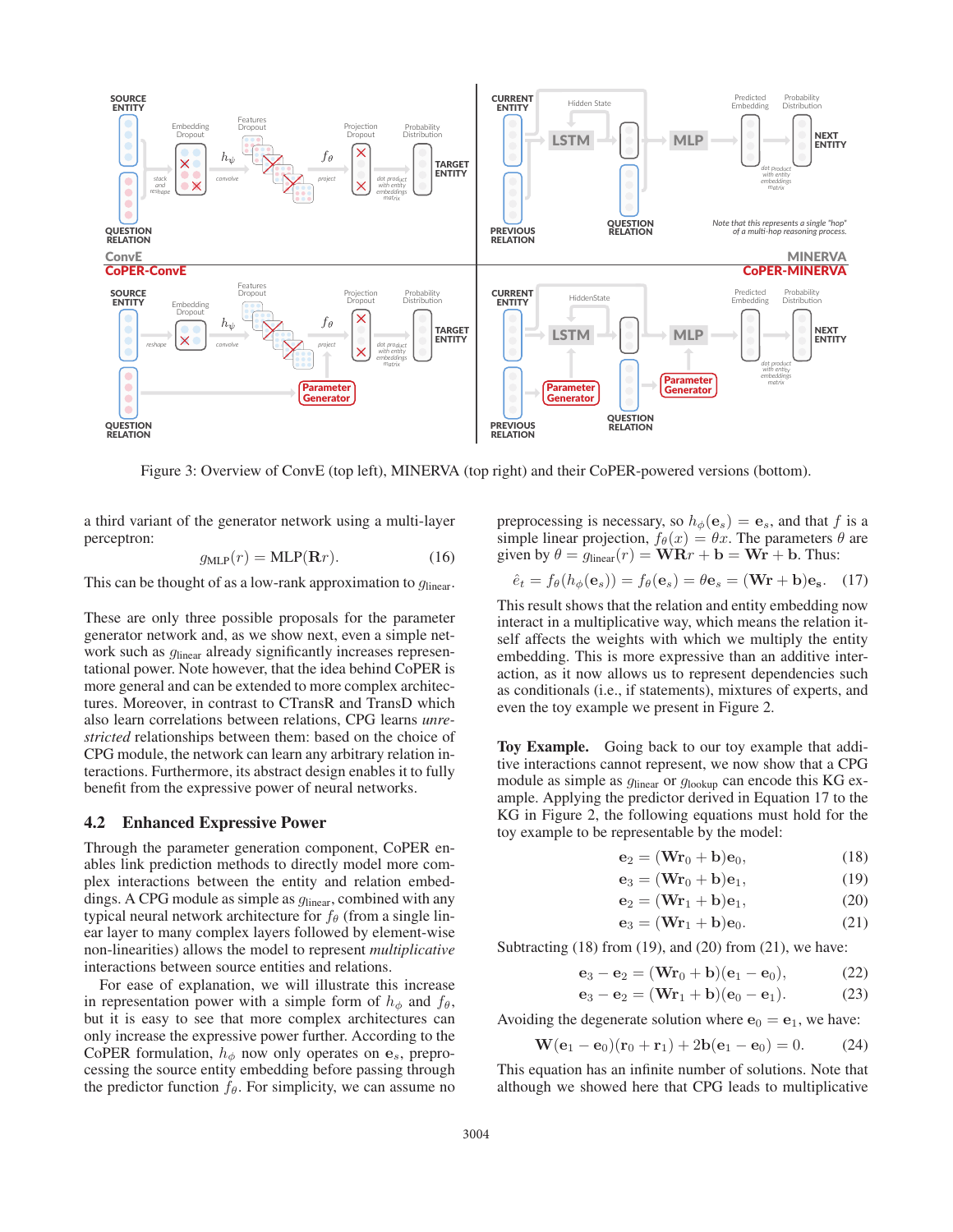Figure 3: Overview of ConvE (top left), MINERVA (top right) and their CoPER-powered versions (bottom).

a third variant of the generator network using a multi-layer perceptron:

$$g_{\text{MLP}}(r) = \text{MLP}(\mathbf{R}r). \tag{16}$$

This can be thought of as a low-rank approximation to $g_{\text{linear}}$.

These are only three possible proposals for the parameter generator network and, as we show next, even a simple network such as $g_{\text{linear}}$ already significantly increases representational power. Note however, that the idea behind CoPER is more general and can be extended to more complex architectures. Moreover, in contrast to CTransR and TransD which also learn correlations between relations, CPG learns *unrestricted* relationships between them: based on the choice of CPG module, the network can learn any arbitrary relation interactions. Furthermore, its abstract design enables it to fully benefit from the expressive power of neural networks.

## 4.2 Enhanced Expressive Power

Through the parameter generation component, CoPER enables link prediction methods to directly model more complex interactions between the entity and relation embeddings. A CPG module as simple as $g_{\text{linear}}$, combined with any typical neural network architecture for $f_\theta$ (from a single linear layer to many complex layers followed by element-wise non-linearities) allows the model to represent *multiplicative* interactions between source entities and relations.

For ease of explanation, we will illustrate this increase in representation power with a simple form of $h_\phi$ and $f_\theta$, but it is easy to see that more complex architectures can only increase the expressive power further. According to the CoPER formulation, $h_\phi$ now only operates on $\mathbf{e}_s$, preprocessing the source entity embedding before passing through the predictor function $f_\theta$. For simplicity, we can assume no preprocessing is necessary, so $h_\phi(\mathbf{e}_s) = \mathbf{e}_s$, and that $f$ is a simple linear projection, $f_\theta(x) = \theta x$. The parameters $\theta$ are given by $\theta = g_{\text{linear}}(r) = \mathbf{WR}r + \mathbf{b} = \mathbf{W}\mathbf{r} + \mathbf{b}$. Thus:

$$\hat{e}_t = f_\theta(h_\phi(\mathbf{e}_s)) = f_\theta(\mathbf{e}_s) = \theta\mathbf{e}_s = (\mathbf{W}\mathbf{r} + \mathbf{b})\mathbf{e}_s. \tag{17}$$

This result shows that the relation and entity embedding now interact in a multiplicative way, which means the relation itself affects the weights with which we multiply the entity embedding. This is more expressive than an additive interaction, as it now allows us to represent dependencies such as conditionals (i.e., if statements), mixtures of experts, and even the toy example we present in Figure 2.

**Toy Example.** Going back to our toy example that additive interactions cannot represent, we now show that a CPG module as simple as $g_{\text{linear}}$ or $g_{\text{lookup}}$ can encode this KG example. Applying the predictor derived in Equation 17 to the KG in Figure 2, the following equations must hold for the toy example to be representable by the model:

$$\mathbf{e}_2 = (\mathbf{W}\mathbf{r}_0 + \mathbf{b})\mathbf{e}_0, \tag{18}$$

$$\mathbf{e}_3 = (\mathbf{W}\mathbf{r}_0 + \mathbf{b})\mathbf{e}_1, \tag{19}$$

$$\mathbf{e}_2 = (\mathbf{W}\mathbf{r}_1 + \mathbf{b})\mathbf{e}_1, \tag{20}$$

$$\mathbf{e}_3 = (\mathbf{W}\mathbf{r}_1 + \mathbf{b})\mathbf{e}_0. \tag{21}$$

Subtracting (18) from (19), and (20) from (21), we have:

$$\mathbf{e}_3 - \mathbf{e}_2 = (\mathbf{W}\mathbf{r}_0 + \mathbf{b})(\mathbf{e}_1 - \mathbf{e}_0), \tag{22}$$

$$\mathbf{e}_3 - \mathbf{e}_2 = (\mathbf{W}\mathbf{r}_1 + \mathbf{b})(\mathbf{e}_0 - \mathbf{e}_1). \tag{23}$$

Avoiding the degenerate solution where $\mathbf{e}_0 = \mathbf{e}_1$, we have:

$$\mathbf{W}(\mathbf{e}_1 - \mathbf{e}_0)(\mathbf{r}_0 + \mathbf{r}_1) + 2\mathbf{b}(\mathbf{e}_1 - \mathbf{e}_0) = 0. \tag{24}$$

This equation has an infinite number of solutions. Note that although we showed here that CPG leads to multiplicative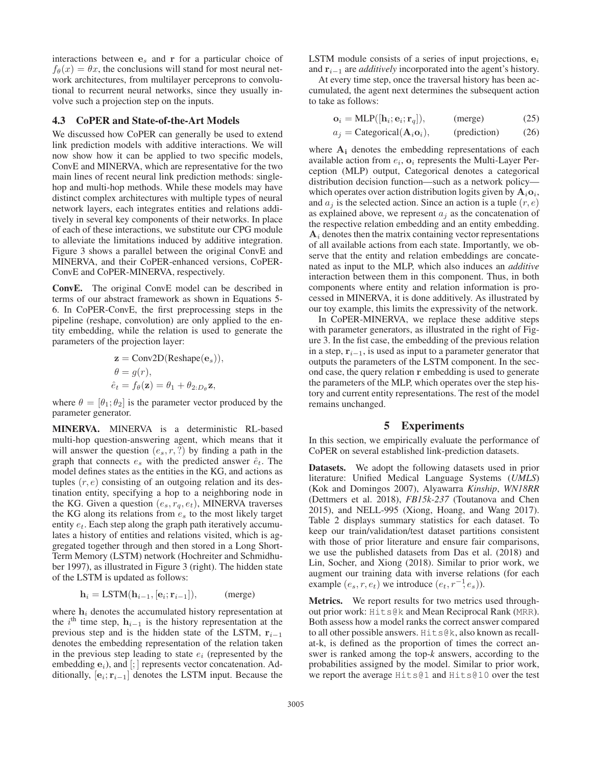interactions between $\mathbf{e}_s$ and $\mathbf{r}$ for a particular choice of $f_\theta(x) = \theta x$, the conclusions will stand for most neural network architectures, from multilayer percepırons to convolutional to recurrent neural networks, since they usually involve such a projection step on the inputs.

### 4.3 CoPER and State-of-the-Art Models

We discussed how CoPER can generally be used to extend link prediction models with additive interactions. We will now show how it can be applied to two specific models, ConvE and MINERVA, which are representative for the two main lines of recent neural link prediction methods: single-hop and multi-hop methods. While these models may have distinct complex architectures with multiple types of neural network layers, each integrates entities and relations additively in several key components of their networks. In place of each of these interactions, we substitute our CPG module to alleviate the limitations induced by additive integration. Figure 3 shows a parallel between the original ConvE and MINERVA, and their CoPER-enhanced versions, CoPER-ConvE and CoPER-MINERVA, respectively.

**ConvE.** The original ConvE model can be described in terms of our abstract framework as shown in Equations 5-6. In CoPER-ConvE, the first preprocessing steps in the pipeline (reshape, convolution) are only applied to the entity embedding, while the relation is used to generate the parameters of the projection layer:

$$
\begin{aligned}
&\mathbf{z} = \text{Conv2D}(\text{Reshape}(\mathbf{e}_s)),\\
&\theta = g(r),\\
&\hat{e}_t = f_\theta(\mathbf{z}) = \theta_1 + \theta_{2:D_\theta}\mathbf{z},
\end{aligned}
$$

where $\theta = [\theta_1; \theta_2]$ is the parameter vector produced by the parameter generator.

**MINERVA.** MINERVA is a deterministic RL-based multi-hop question-answering agent, which means that it will answer the question $(e_s, r, ?)$ by finding a path in the graph that connects $e_s$ with the predicted answer $\hat{e}_t$. The model defines states as the entities in the KG, and actions as tuples $(r, e)$ consisting of an outgoing relation and its destination entity, specifying a hop to a neighboring node in the KG. Given a question $(e_s, r_q, e_t)$, MINERVA traverses the KG along its relations from $e_s$ to the most likely target entity $e_t$. Each step along the graph path iteratively accumulates a history of entities and relations visited, which is aggregated together through and then stored in a Long Short-Term Memory (LSTM) network (Hochreiter and Schmidhuber 1997), as illustrated in Figure 3 (right). The hidden state of the LSTM is updated as follows:

$$
\mathbf{h}_i = \text{LSTM}(\mathbf{h}_{i-1}, [\mathbf{e}_i; \mathbf{r}_{i-1}]), \qquad \text{(merge)}
$$

where $\mathbf{h}_i$ denotes the accumulated history representation at the $i^{\text{th}}$ time step, $\mathbf{h}_{i-1}$ is the history representation at the previous step and is the hidden state of the LSTM, $\mathbf{r}_{i-1}$ denotes the embedding representation of the relation taken in the previous step leading to state $e_i$ (represented by the embedding $\mathbf{e}_i$), and $[;]$ represents vector concatenation. Additionally, $[\mathbf{e}_i; \mathbf{r}_{i-1}]$ denotes the LSTM input. Because the LSTM module consists of a series of input projections, $\mathbf{e}_i$ and $\mathbf{r}_{i-1}$ are *additively* incorporated into the agent's history.

At every time step, once the traversal history has been accumulated, the agent next determines the subsequent action to take as follows:

$$
\mathbf{o}_i = \text{MLP}([\mathbf{h}_i; \mathbf{e}_i; \mathbf{r}_q]), \qquad \text{(merge)} \qquad (25)
$$

$$
a_j = \text{Categorical}(\mathbf{A}_i \mathbf{o}_i), \qquad \text{(prediction)} \qquad (26)
$$

where $\mathbf{A_i}$ denotes the embedding representations of each available action from $e_i$, $\mathbf{o}_i$ represents the Multi-Layer Perception (MLP) output, Categorical denotes a categorical distribution decision function—such as a network policy—which operates over action distribution logits given by $\mathbf{A}_i\mathbf{o}_i$, and $a_j$ is the selected action. Since an action is a tuple $(r, e)$ as explained above, we represent $a_j$ as the concatenation of the respective relation embedding and an entity embedding. $\mathbf{A}_i$ denotes then the matrix containing vector representations of all available actions from each state. Importantly, we observe that the entity and relation embeddings are concatenated as input to the MLP, which also induces an *additive* interaction between them in this component. Thus, in both components where entity and relation information is processed in MINERVA, it is done additively. As illustrated by our toy example, this limits the expressivity of the network.

In CoPER-MINERVA, we replace these additive steps with parameter generators, as illustrated in the right of Figure 3. In the fist case, the embedding of the previous relation in a step, $\mathbf{r}_{i-1}$, is used as input to a parameter generator that outputs the parameters of the LSTM component. In the second case, the query relation $\mathbf{r}$ embedding is used to generate the parameters of the MLP, which operates over the step history and current entity representations. The rest of the model remains unchanged.

## 5 Experiments

In this section, we empirically evaluate the performance of CoPER on several established link-prediction datasets.

**Datasets.** We adopt the following datasets used in prior literature: Unified Medical Language Systems (*UMLS*) (Kok and Domingos 2007), Alyawarra *Kinship*, *WN18RR* (Dettmers et al. 2018), *FB15k-237* (Toutanova and Chen 2015), and NELL-995 (Xiong, Hoang, and Wang 2017). Table 2 displays summary statistics for each dataset. To keep our train/validation/test dataset partitions consistent with those of prior literature and ensure fair comparisons, we use the published datasets from Das et al. (2018) and Lin, Socher, and Xiong (2018). Similar to prior work, we augment our training data with inverse relations (for each example $(e_s, r, e_t)$ we introduce $(e_t, r^{-1}, e_s)$).

**Metrics.** We report results for two metrics used throughout prior work: `Hits@k` and Mean Reciprocal Rank (`MRR`). Both assess how a model ranks the correct answer compared to all other possible answers. `Hits@k`, also known as recall-at-k, is defined as the proportion of times the correct answer is ranked among the top-*k* answers, according to the probabilities assigned by the model. Similar to prior work, we report the average `Hits@1` and `Hits@10` over the test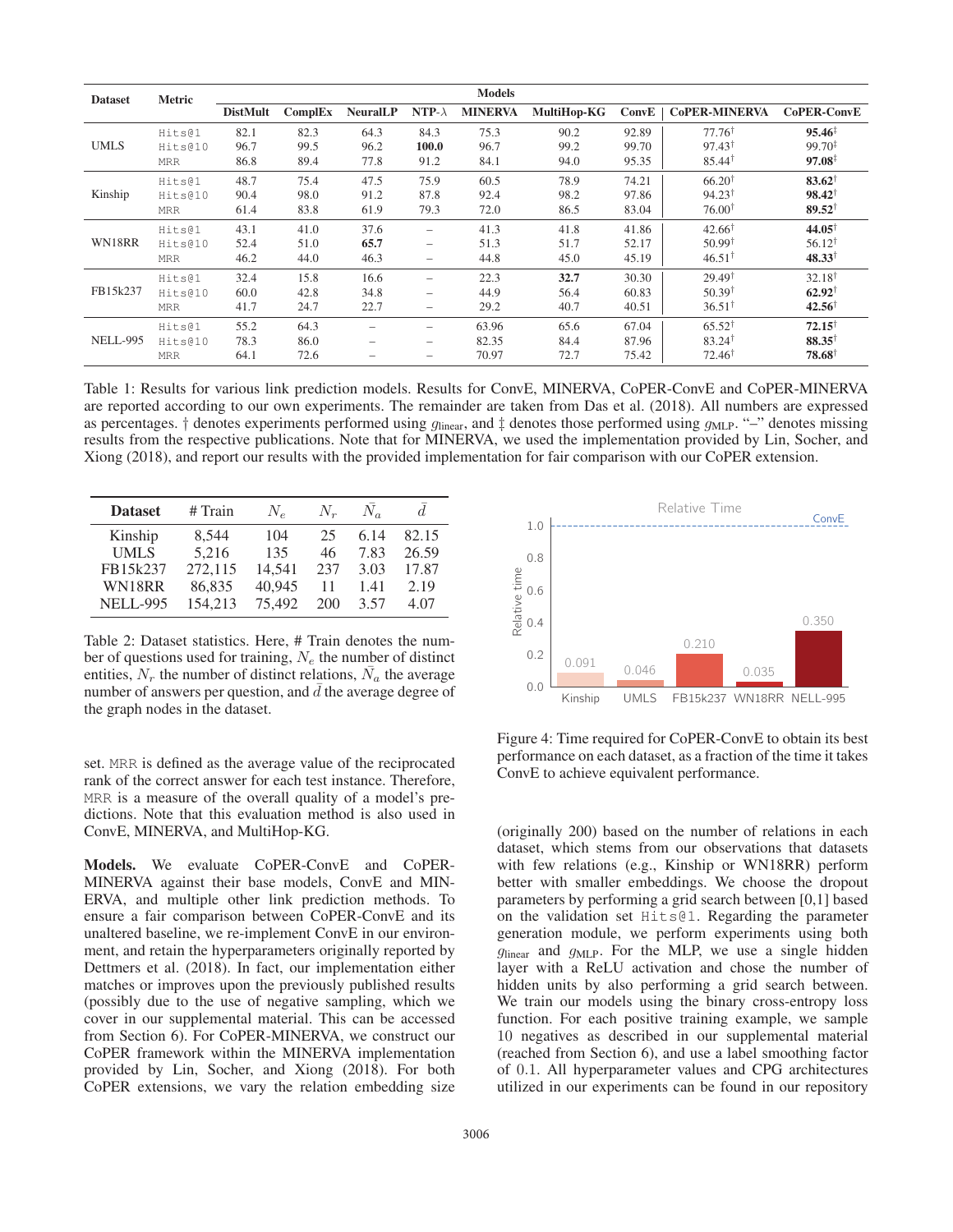| Dataset | Metric | Models | | | | | | | | |
|---|---|---|---|---|---|---|---|---|---|---|
| | | **DistMult** | **ComplEx** | **NeuralLP** | **NTP-$\lambda$** | **MINERVA** | **MultiHop-KG** | **ConvE** | **CoPER-MINERVA** | **CoPER-ConvE** |
| UMLS | Hits@1 | 82.1 | 82.3 | 64.3 | 84.3 | 75.3 | 90.2 | 92.89 | 77.76$^\dagger$ | **95.46**$^\ddagger$ |
| | Hits@10 | 96.7 | 99.5 | 96.2 | **100.0** | 96.7 | 99.2 | 99.70 | 97.43$^\dagger$ | 99.70$^\ddagger$ |
| | MRR | 86.8 | 89.4 | 77.8 | 91.2 | 84.1 | 94.0 | 95.35 | 85.44$^\dagger$ | **97.08**$^\ddagger$ |
| Kinship | Hits@1 | 48.7 | 75.4 | 47.5 | 75.9 | 60.5 | 78.9 | 74.21 | 66.20$^\dagger$ | **83.62**$^\dagger$ |
| | Hits@10 | 90.4 | 98.0 | 91.2 | 87.8 | 92.4 | 98.2 | 97.86 | 94.23$^\dagger$ | **98.42**$^\dagger$ |
| | MRR | 61.4 | 83.8 | 61.9 | 79.3 | 72.0 | 86.5 | 83.04 | 76.00$^\dagger$ | **89.52**$^\dagger$ |
| WN18RR | Hits@1 | 43.1 | 41.0 | 37.6 | – | 41.3 | 41.8 | 41.86 | 42.66$^\dagger$ | **44.05**$^\dagger$ |
| | Hits@10 | 52.4 | 51.0 | **65.7** | – | 51.3 | 51.7 | 52.17 | 50.99$^\dagger$ | 56.12$^\dagger$ |
| | MRR | 46.2 | 44.0 | 46.3 | – | 44.8 | 45.0 | 45.19 | 46.51$^\dagger$ | **48.33**$^\dagger$ |
| FB15k237 | Hits@1 | 32.4 | 15.8 | 16.6 | – | 22.3 | **32.7** | 30.30 | 29.49$^\dagger$ | 32.18$^\dagger$ |
| | Hits@10 | 60.0 | 42.8 | 34.8 | – | 44.9 | 56.4 | 60.83 | 50.39$^\dagger$ | **62.92**$^\dagger$ |
| | MRR | 41.7 | 24.7 | 22.7 | – | 29.2 | 40.7 | 40.51 | 36.51$^\dagger$ | **42.56**$^\dagger$ |
| NELL-995 | Hits@1 | 55.2 | 64.3 | – | – | 63.96 | 65.6 | 67.04 | 65.52$^\dagger$ | **72.15**$^\dagger$ |
| | Hits@10 | 78.3 | 86.0 | – | – | 82.35 | 84.4 | 87.96 | 83.24$^\dagger$ | **88.35**$^\dagger$ |
| | MRR | 64.1 | 72.6 | – | – | 70.97 | 72.7 | 75.42 | 72.46$^\dagger$ | **78.68**$^\dagger$ |

Table 1: Results for various link prediction models. Results for ConvE, MINERVA, CoPER-ConvE and CoPER-MINERVA are reported according to our own experiments. The remainder are taken from Das et al. (2018). All numbers are expressed as percentages. $\dagger$ denotes experiments performed using $g_{\text{linear}}$, and $\ddagger$ denotes those performed using $g_{\text{MLP}}$. "–" denotes missing results from the respective publications. Note that for MINERVA, we used the implementation provided by Lin, Socher, and Xiong (2018), and report our results with the provided implementation for fair comparison with our CoPER extension.

| **Dataset** | # Train | $N_e$ | $N_r$ | $\bar{N_a}$ | $\bar{d}$ |
|---|---|---|---|---|---|
| Kinship | 8,544 | 104 | 25 | 6.14 | 82.15 |
| UMLS | 5,216 | 135 | 46 | 7.83 | 26.59 |
| FB15k237 | 272,115 | 14,541 | 237 | 3.03 | 17.87 |
| WN18RR | 86,835 | 40,945 | 11 | 1.41 | 2.19 |
| NELL-995 | 154,213 | 75,492 | 200 | 3.57 | 4.07 |

Table 2: Dataset statistics. Here, # Train denotes the number of questions used for training, $N_e$ the number of distinct entities, $N_r$ the number of distinct relations, $\bar{N_a}$ the average number of answers per question, and $\bar{d}$ the average degree of the graph nodes in the dataset.

set. MRR is defined as the average value of the reciprocated rank of the correct answer for each test instance. Therefore, MRR is a measure of the overall quality of a model's predictions. Note that this evaluation method is also used in ConvE, MINERVA, and MultiHop-KG.

**Models.** We evaluate CoPER-ConvE and CoPER-MINERVA against their base models, ConvE and MINERVA, and multiple other link prediction methods. To ensure a fair comparison between CoPER-ConvE and its unaltered baseline, we re-implement ConvE in our environment, and retain the hyperparameters originally reported by Dettmers et al. (2018). In fact, our implementation either matches or improves upon the previously published results (possibly due to the use of negative sampling, which we cover in our supplemental material. This can be accessed from Section 6). For CoPER-MINERVA, we construct our CoPER framework within the MINERVA implementation provided by Lin, Socher, and Xiong (2018). For both CoPER extensions, we vary the relation embedding size

| | Kinship | UMLS | FB15k237 | WN18RR | NELL-995 |
|---|---|---|---|---|---|
| Relative time | 0.091 | 0.046 | 0.210 | 0.035 | 0.350 |

Figure 4: Time required for CoPER-ConvE to obtain its best performance on each dataset, as a fraction of the time it takes ConvE to achieve equivalent performance.

(originally 200) based on the number of relations in each dataset, which stems from our observations that datasets with few relations (e.g., Kinship or WN18RR) perform better with smaller embeddings. We choose the dropout parameters by performing a grid search between [0,1] based on the validation set Hits@1. Regarding the parameter generation module, we perform experiments using both $g_{\text{linear}}$ and $g_{\text{MLP}}$. For the MLP, we use a single hidden layer with a ReLU activation and chose the number of hidden units by also performing a grid search between. We train our models using the binary cross-entropy loss function. For each positive training example, we sample 10 negatives as described in our supplemental material (reached from Section 6), and use a label smoothing factor of 0.1. All hyperparameter values and CPG architectures utilized in our experiments can be found in our repository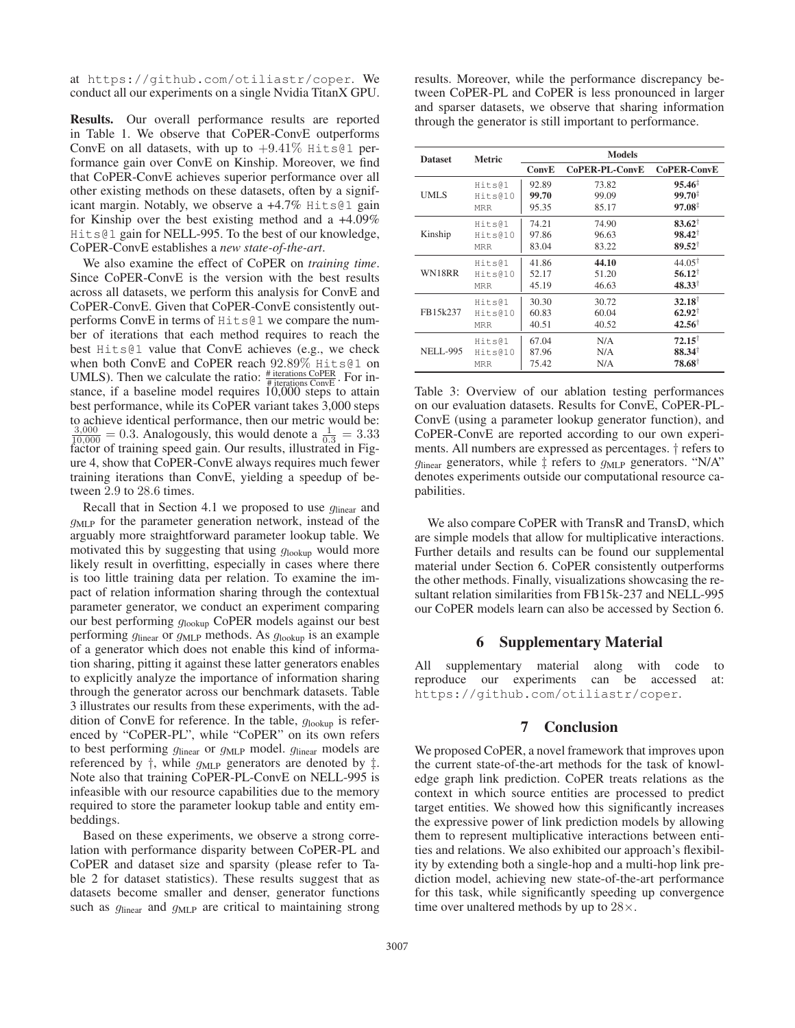at `https://github.com/otiliastr/coper`. We conduct all our experiments on a single Nvidia TitanX GPU.

**Results.** Our overall performance results are reported in Table 1. We observe that CoPER-ConvE outperforms ConvE on all datasets, with up to $+9.41\%$ `Hits@1` performance gain over ConvE on Kinship. Moreover, we find that CoPER-ConvE achieves superior performance over all other existing methods on these datasets, often by a significant margin. Notably, we observe a +4.7% `Hits@1` gain for Kinship over the best existing method and a +4.09% `Hits@1` gain for NELL-995. To the best of our knowledge, CoPER-ConvE establishes a *new state-of-the-art*.

We also examine the effect of CoPER on *training time*. Since CoPER-ConvE is the version with the best results across all datasets, we perform this analysis for ConvE and CoPER-ConvE. Given that CoPER-ConvE consistently outperforms ConvE in terms of `Hits@1` we compare the number of iterations that each method requires to reach the best `Hits@1` value that ConvE achieves (e.g., we check when both ConvE and CoPER reach $92.89\%$ `Hits@1` on UMLS). Then we calculate the ratio: $\frac{\text{\# iterations CoPER}}{\text{\# iterations ConvE}}$. For instance, if a baseline model requires 10,000 steps to attain best performance, while its CoPER variant takes 3,000 steps to achieve identical performance, then our metric would be: $\frac{3,000}{10,000} = 0.3$. Analogously, this would denote a $\frac{1}{0.3} = 3.33$ factor of training speed gain. Our results, illustrated in Figure 4, show that CoPER-ConvE always requires much fewer training iterations than ConvE, yielding a speedup of between 2.9 to 28.6 times.

Recall that in Section 4.1 we proposed to use $g_{\text{linear}}$ and $g_{\text{MLP}}$ for the parameter generation network, instead of the arguably more straightforward parameter lookup table. We motivated this by suggesting that using $g_{\text{lookup}}$ would more likely result in overfitting, especially in cases where there is too little training data per relation. To examine the impact of relation information sharing through the contextual parameter generator, we conduct an experiment comparing our best performing $g_{\text{lookup}}$ CoPER models against our best performing $g_{\text{linear}}$ or $g_{\text{MLP}}$ methods. As $g_{\text{lookup}}$ is an example of a generator which does not enable this kind of information sharing, pitting it against these latter generators enables to explicitly analyze the importance of information sharing through the generator across our benchmark datasets. Table 3 illustrates our results from these experiments, with the addition of ConvE for reference. In the table, $g_{\text{lookup}}$ is referenced by "CoPER-PL", while "CoPER" on its own refers to best performing $g_{\text{linear}}$ or $g_{\text{MLP}}$ model. $g_{\text{linear}}$ models are referenced by †, while $g_{\text{MLP}}$ generators are denoted by ‡. Note also that training CoPER-PL-ConvE on NELL-995 is infeasible with our resource capabilities due to the memory required to store the parameter lookup table and entity embeddings.

Based on these experiments, we observe a strong correlation with performance disparity between CoPER-PL and CoPER and dataset size and sparsity (please refer to Table 2 for dataset statistics). These results suggest that as datasets become smaller and denser, generator functions such as $g_{\text{linear}}$ and $g_{\text{MLP}}$ are critical to maintaining strong results. Moreover, while the performance discrepancy between CoPER-PL and CoPER is less pronounced in larger and sparser datasets, we observe that sharing information through the generator is still important to performance.

| Dataset | Metric | Models | | |
|---|---|---|---|---|
| | | **ConvE** | **CoPER-PL-ConvE** | **CoPER-ConvE** |
| UMLS | `Hits@1` | 92.89 | 73.82 | **95.46**‡ |
| | `Hits@10` | **99.70** | 99.09 | **99.70**‡ |
| | `MRR` | 95.35 | 85.17 | **97.08**‡ |
| Kinship | `Hits@1` | 74.21 | 74.90 | **83.62**† |
| | `Hits@10` | 97.86 | 96.63 | **98.42**† |
| | `MRR` | 83.04 | 83.22 | **89.52**† |
| WN18RR | `Hits@1` | 41.86 | **44.10** | 44.05† |
| | `Hits@10` | 52.17 | 51.20 | **56.12**† |
| | `MRR` | 45.19 | 46.63 | **48.33**† |
| FB15k237 | `Hits@1` | 30.30 | 30.72 | **32.18**† |
| | `Hits@10` | 60.83 | 60.04 | **62.92**† |
| | `MRR` | 40.51 | 40.52 | **42.56**† |
| NELL-995 | `Hits@1` | 67.04 | N/A | **72.15**† |
| | `Hits@10` | 87.96 | N/A | **88.34**† |
| | `MRR` | 75.42 | N/A | **78.68**† |

Table 3: Overview of our ablation testing performances on our evaluation datasets. Results for ConvE, CoPER-PL-ConvE (using a parameter lookup generator function), and CoPER-ConvE are reported according to our own experiments. All numbers are expressed as percentages. † refers to $g_{\text{linear}}$ generators, while ‡ refers to $g_{\text{MLP}}$ generators. "N/A" denotes experiments outside our computational resource capabilities.

We also compare CoPER with TransR and TransD, which are simple models that allow for multiplicative interactions. Further details and results can be found our supplemental material under Section 6. CoPER consistently outperforms the other methods. Finally, visualizations showcasing the resultant relation similarities from FB15k-237 and NELL-995 our CoPER models learn can also be accessed by Section 6.

## 6 Supplementary Material

All supplementary material along with code to reproduce our experiments can be accessed at: `https://github.com/otiliastr/coper`.

## 7 Conclusion

We proposed CoPER, a novel framework that improves upon the current state-of-the-art methods for the task of knowledge graph link prediction. CoPER treats relations as the context in which source entities are processed to predict target entities. We showed how this significantly increases the expressive power of link prediction models by allowing them to represent multiplicative interactions between entities and relations. We also exhibited our approach's flexibility by extending both a single-hop and a multi-hop link prediction model, achieving new state-of-the-art performance for this task, while significantly speeding up convergence time over unaltered methods by up to $28\times$.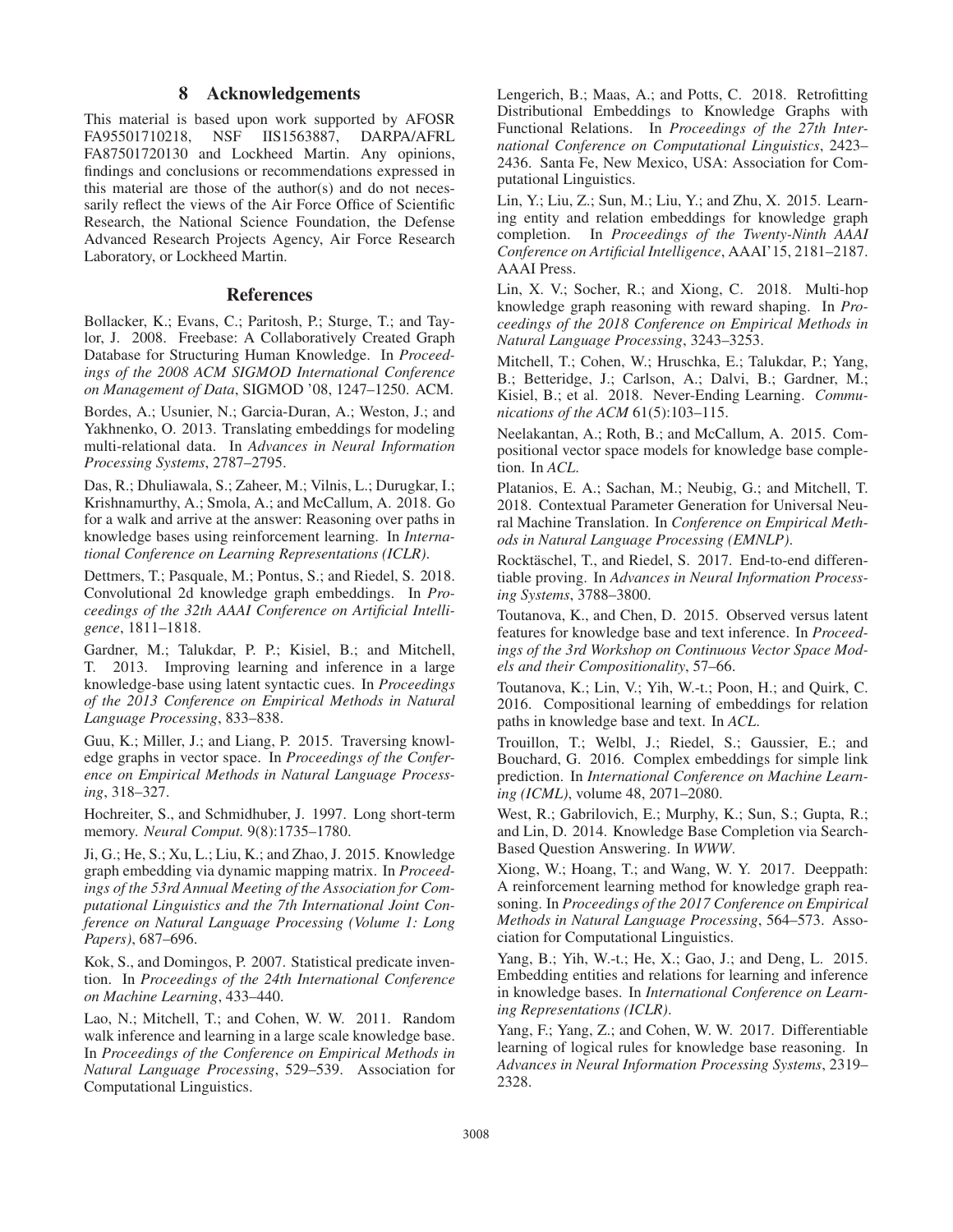## 8 Acknowledgements

This material is based upon work supported by AFOSR FA95501710218, NSF IIS1563887, DARPA/AFRL FA87501720130 and Lockheed Martin. Any opinions, findings and conclusions or recommendations expressed in this material are those of the author(s) and do not necessarily reflect the views of the Air Force Office of Scientific Research, the National Science Foundation, the Defense Advanced Research Projects Agency, Air Force Research Laboratory, or Lockheed Martin.

## References

Bollacker, K.; Evans, C.; Paritosh, P.; Sturge, T.; and Taylor, J. 2008. Freebase: A Collaboratively Created Graph Database for Structuring Human Knowledge. In *Proceedings of the 2008 ACM SIGMOD International Conference on Management of Data*, SIGMOD '08, 1247–1250. ACM.

Bordes, A.; Usunier, N.; Garcia-Duran, A.; Weston, J.; and Yakhnenko, O. 2013. Translating embeddings for modeling multi-relational data. In *Advances in Neural Information Processing Systems*, 2787–2795.

Das, R.; Dhuliawala, S.; Zaheer, M.; Vilnis, L.; Durugkar, I.; Krishnamurthy, A.; Smola, A.; and McCallum, A. 2018. Go for a walk and arrive at the answer: Reasoning over paths in knowledge bases using reinforcement learning. In *International Conference on Learning Representations (ICLR)*.

Dettmers, T.; Pasquale, M.; Pontus, S.; and Riedel, S. 2018. Convolutional 2d knowledge graph embeddings. In *Proceedings of the 32th AAAI Conference on Artificial Intelligence*, 1811–1818.

Gardner, M.; Talukdar, P. P.; Kisiel, B.; and Mitchell, T. 2013. Improving learning and inference in a large knowledge-base using latent syntactic cues. In *Proceedings of the 2013 Conference on Empirical Methods in Natural Language Processing*, 833–838.

Guu, K.; Miller, J.; and Liang, P. 2015. Traversing knowledge graphs in vector space. In *Proceedings of the Conference on Empirical Methods in Natural Language Processing*, 318–327.

Hochreiter, S., and Schmidhuber, J. 1997. Long short-term memory. *Neural Comput.* 9(8):1735–1780.

Ji, G.; He, S.; Xu, L.; Liu, K.; and Zhao, J. 2015. Knowledge graph embedding via dynamic mapping matrix. In *Proceedings of the 53rd Annual Meeting of the Association for Computational Linguistics and the 7th International Joint Conference on Natural Language Processing (Volume 1: Long Papers)*, 687–696.

Kok, S., and Domingos, P. 2007. Statistical predicate invention. In *Proceedings of the 24th International Conference on Machine Learning*, 433–440.

Lao, N.; Mitchell, T.; and Cohen, W. W. 2011. Random walk inference and learning in a large scale knowledge base. In *Proceedings of the Conference on Empirical Methods in Natural Language Processing*, 529–539. Association for Computational Linguistics.

Lengerich, B.; Maas, A.; and Potts, C. 2018. Retrofitting Distributional Embeddings to Knowledge Graphs with Functional Relations. In *Proceedings of the 27th International Conference on Computational Linguistics*, 2423–2436. Santa Fe, New Mexico, USA: Association for Computational Linguistics.

Lin, Y.; Liu, Z.; Sun, M.; Liu, Y.; and Zhu, X. 2015. Learning entity and relation embeddings for knowledge graph completion. In *Proceedings of the Twenty-Ninth AAAI Conference on Artificial Intelligence*, AAAI'15, 2181–2187. AAAI Press.

Lin, X. V.; Socher, R.; and Xiong, C. 2018. Multi-hop knowledge graph reasoning with reward shaping. In *Proceedings of the 2018 Conference on Empirical Methods in Natural Language Processing*, 3243–3253.

Mitchell, T.; Cohen, W.; Hruschka, E.; Talukdar, P.; Yang, B.; Betteridge, J.; Carlson, A.; Dalvi, B.; Gardner, M.; Kisiel, B.; et al. 2018. Never-Ending Learning. *Communications of the ACM* 61(5):103–115.

Neelakantan, A.; Roth, B.; and McCallum, A. 2015. Compositional vector space models for knowledge base completion. In *ACL*.

Platanios, E. A.; Sachan, M.; Neubig, G.; and Mitchell, T. 2018. Contextual Parameter Generation for Universal Neural Machine Translation. In *Conference on Empirical Methods in Natural Language Processing (EMNLP)*.

Rocktäschel, T., and Riedel, S. 2017. End-to-end differentiable proving. In *Advances in Neural Information Processing Systems*, 3788–3800.

Toutanova, K., and Chen, D. 2015. Observed versus latent features for knowledge base and text inference. In *Proceedings of the 3rd Workshop on Continuous Vector Space Models and their Compositionality*, 57–66.

Toutanova, K.; Lin, V.; Yih, W.-t.; Poon, H.; and Quirk, C. 2016. Compositional learning of embeddings for relation paths in knowledge base and text. In *ACL*.

Trouillon, T.; Welbl, J.; Riedel, S.; Gaussier, E.; and Bouchard, G. 2016. Complex embeddings for simple link prediction. In *International Conference on Machine Learning (ICML)*, volume 48, 2071–2080.

West, R.; Gabrilovich, E.; Murphy, K.; Sun, S.; Gupta, R.; and Lin, D. 2014. Knowledge Base Completion via Search-Based Question Answering. In *WWW*.

Xiong, W.; Hoang, T.; and Wang, W. Y. 2017. Deeppath: A reinforcement learning method for knowledge graph reasoning. In *Proceedings of the 2017 Conference on Empirical Methods in Natural Language Processing*, 564–573. Association for Computational Linguistics.

Yang, B.; Yih, W.-t.; He, X.; Gao, J.; and Deng, L. 2015. Embedding entities and relations for learning and inference in knowledge bases. In *International Conference on Learning Representations (ICLR)*.

Yang, F.; Yang, Z.; and Cohen, W. W. 2017. Differentiable learning of logical rules for knowledge base reasoning. In *Advances in Neural Information Processing Systems*, 2319–2328.